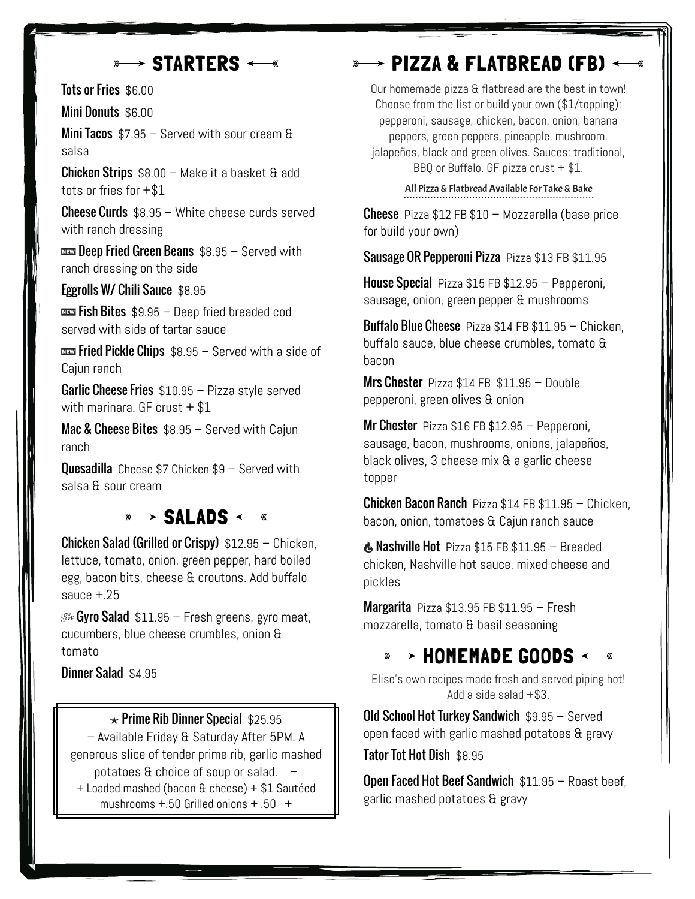## STARTERS

**Tots or Fries** $6.00

**Mini Donuts** $6.00

**Mini Tacos** $7.95 – Served with sour cream & salsa

**Chicken Strips** $8.00 – Make it a basket & add tots or fries for +$1

**Cheese Curds** $8.95 – White cheese curds served with ranch dressing

NEW **Deep Fried Green Beans** $8.95 – Served with ranch dressing on the side

**Eggrolls W/ Chili Sauce** $8.95

NEW **Fish Bites** $9.95 – Deep fried breaded cod served with side of tartar sauce

NEW **Fried Pickle Chips** $8.95 – Served with a side of Cajun ranch

**Garlic Cheese Fries** $10.95 – Pizza style served with marinara. GF crust + $1

**Mac & Cheese Bites** $8.95 – Served with Cajun ranch

**Quesadilla** Cheese $7 Chicken $9 – Served with salsa & sour cream

## SALADS

**Chicken Salad (Grilled or Crispy)** $12.95 – Chicken, lettuce, tomato, onion, green pepper, hard boiled egg, bacon bits, cheese & croutons. Add buffalo sauce +.25

LOW CARB **Gyro Salad** $11.95 – Fresh greens, gyro meat, cucumbers, blue cheese crumbles, onion & tomato

**Dinner Salad** $4.95

★ **Prime Rib Dinner Special** $25.95 – Available Friday & Saturday After 5PM. A generous slice of tender prime rib, garlic mashed potatoes & choice of soup or salad. – + Loaded mashed (bacon & cheese) + $1 Sautéed mushrooms +.50 Grilled onions + .50 +

## PIZZA & FLATBREAD (FB)

Our homemade pizza & flatbread are the best in town! Choose from the list or build your own ($1/topping): pepperoni, sausage, chicken, bacon, onion, banana peppers, green peppers, pineapple, mushroom, jalapeños, black and green olives. Sauces: traditional, BBQ or Buffalo. GF pizza crust + $1.

**All Pizza & Flatbread Available For Take & Bake**

**Cheese** Pizza $12 FB $10 – Mozzarella (base price for build your own)

**Sausage OR Pepperoni Pizza** Pizza $13 FB $11.95

**House Special** Pizza $15 FB $12.95 – Pepperoni, sausage, onion, green pepper & mushrooms

**Buffalo Blue Cheese** Pizza $14 FB $11.95 – Chicken, buffalo sauce, blue cheese crumbles, tomato & bacon

**Mrs Chester** Pizza $14 FB $11.95 – Double pepperoni, green olives & onion

**Mr Chester** Pizza $16 FB $12.95 – Pepperoni, sausage, bacon, mushrooms, onions, jalapeños, black olives, 3 cheese mix & a garlic cheese topper

**Chicken Bacon Ranch** Pizza $14 FB $11.95 – Chicken, bacon, onion, tomatoes & Cajun ranch sauce

🔥 **Nashville Hot** Pizza $15 FB $11.95 – Breaded chicken, Nashville hot sauce, mixed cheese and pickles

**Margarita** Pizza $13.95 FB $11.95 – Fresh mozzarella, tomato & basil seasoning

## HOMEMADE GOODS

Elise's own recipes made fresh and served piping hot! Add a side salad +$3.

**Old School Hot Turkey Sandwich** $9.95 – Served open faced with garlic mashed potatoes & gravy

**Tator Tot Hot Dish** $8.95

**Open Faced Hot Beef Sandwich** $11.95 – Roast beef, garlic mashed potatoes & gravy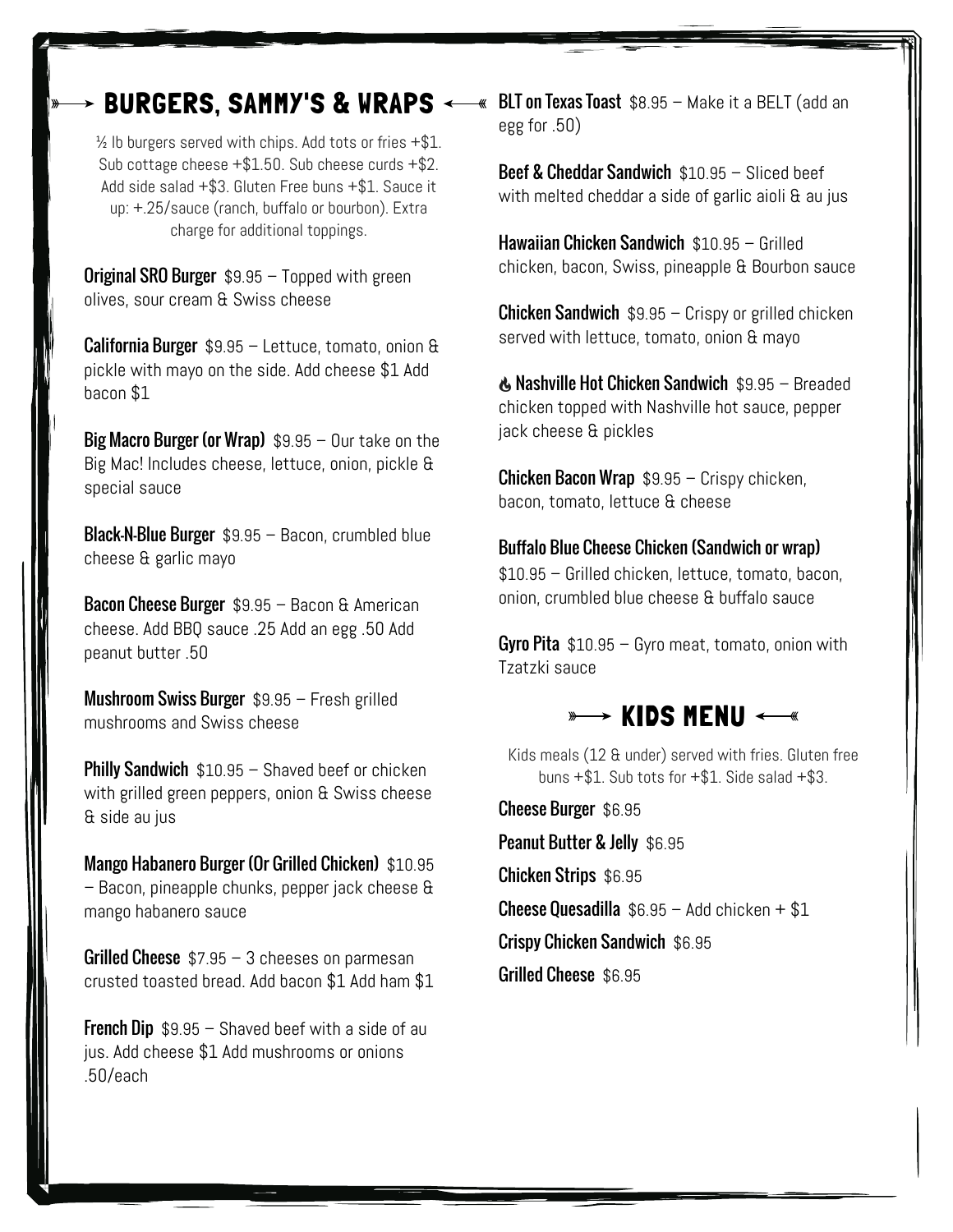## BURGERS, SAMMY'S & WRAPS

½ lb burgers served with chips. Add tots or fries +$1. Sub cottage cheese +$1.50. Sub cheese curds +$2. Add side salad +$3. Gluten Free buns +$1. Sauce it up: +.25/sauce (ranch, buffalo or bourbon). Extra charge for additional toppings.

**Original SRO Burger** $9.95 – Topped with green olives, sour cream & Swiss cheese

**California Burger** $9.95 – Lettuce, tomato, onion & pickle with mayo on the side. Add cheese $1 Add bacon $1

**Big Macro Burger (or Wrap)** $9.95 – Our take on the Big Mac! Includes cheese, lettuce, onion, pickle & special sauce

**Black-N-Blue Burger** $9.95 – Bacon, crumbled blue cheese & garlic mayo

**Bacon Cheese Burger** $9.95 – Bacon & American cheese. Add BBQ sauce .25 Add an egg .50 Add peanut butter .50

**Mushroom Swiss Burger** $9.95 – Fresh grilled mushrooms and Swiss cheese

**Philly Sandwich** $10.95 – Shaved beef or chicken with grilled green peppers, onion & Swiss cheese & side au jus

**Mango Habanero Burger (Or Grilled Chicken)** $10.95 – Bacon, pineapple chunks, pepper jack cheese & mango habanero sauce

**Grilled Cheese** $7.95 – 3 cheeses on parmesan crusted toasted bread. Add bacon $1 Add ham $1

**French Dip** $9.95 – Shaved beef with a side of au jus. Add cheese $1 Add mushrooms or onions .50/each

**BLT on Texas Toast** $8.95 – Make it a BELT (add an egg for .50)

**Beef & Cheddar Sandwich** $10.95 – Sliced beef with melted cheddar a side of garlic aioli & au jus

**Hawaiian Chicken Sandwich** $10.95 – Grilled chicken, bacon, Swiss, pineapple & Bourbon sauce

**Chicken Sandwich** $9.95 – Crispy or grilled chicken served with lettuce, tomato, onion & mayo

🔥 **Nashville Hot Chicken Sandwich** $9.95 – Breaded chicken topped with Nashville hot sauce, pepper jack cheese & pickles

**Chicken Bacon Wrap** $9.95 – Crispy chicken, bacon, tomato, lettuce & cheese

**Buffalo Blue Cheese Chicken (Sandwich or wrap)** $10.95 – Grilled chicken, lettuce, tomato, bacon, onion, crumbled blue cheese & buffalo sauce

**Gyro Pita** $10.95 – Gyro meat, tomato, onion with Tzatzki sauce

## KIDS MENU

Kids meals (12 & under) served with fries. Gluten free buns +$1. Sub tots for +$1. Side salad +$3.

**Cheese Burger** $6.95

**Peanut Butter & Jelly** $6.95

**Chicken Strips** $6.95

**Cheese Quesadilla** $6.95 – Add chicken + $1

**Crispy Chicken Sandwich** $6.95

**Grilled Cheese** $6.95